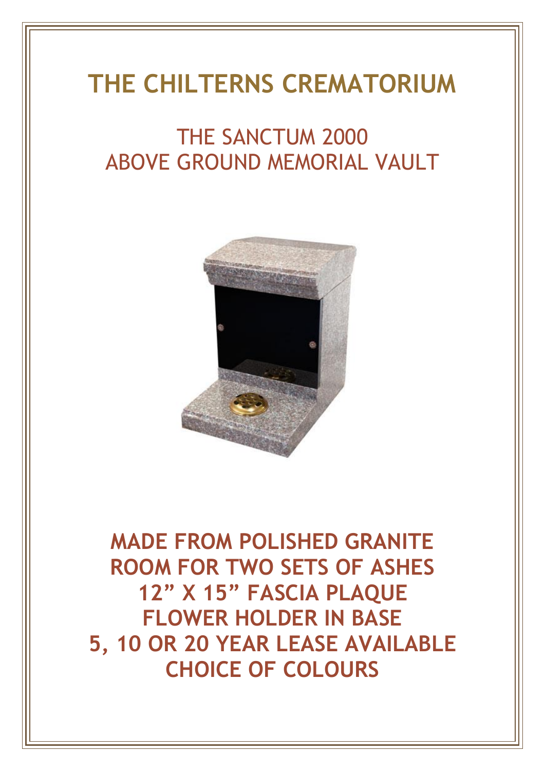# THE CHILTERNS CREMATORIUM

## THE SANCTUM 2000
## ABOVE GROUND MEMORIAL VAULT

**MADE FROM POLISHED GRANITE**
**ROOM FOR TWO SETS OF ASHES**
**12" X 15" FASCIA PLAQUE**
**FLOWER HOLDER IN BASE**
**5, 10 OR 20 YEAR LEASE AVAILABLE**
**CHOICE OF COLOURS**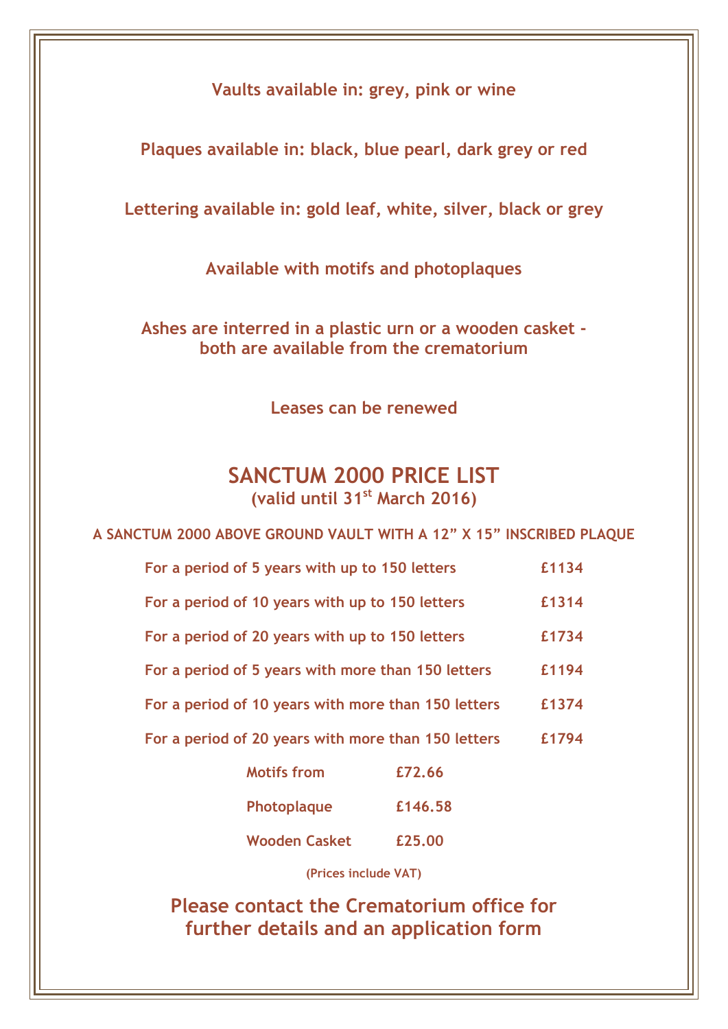**Vaults available in: grey, pink or wine**

**Plaques available in: black, blue pearl, dark grey or red**

**Lettering available in: gold leaf, white, silver, black or grey**

**Available with motifs and photoplaques**

**Ashes are interred in a plastic urn or a wooden casket - both are available from the crematorium**

**Leases can be renewed**

## SANCTUM 2000 PRICE LIST

**(valid until 31st March 2016)**

**A SANCTUM 2000 ABOVE GROUND VAULT WITH A 12” X 15” INSCRIBED PLAQUE**

| | |
|---|---|
| For a period of 5 years with up to 150 letters | £1134 |
| For a period of 10 years with up to 150 letters | £1314 |
| For a period of 20 years with up to 150 letters | £1734 |
| For a period of 5 years with more than 150 letters | £1194 |
| For a period of 10 years with more than 150 letters | £1374 |
| For a period of 20 years with more than 150 letters | £1794 |

| | |
|---|---|
| Motifs from | £72.66 |
| Photoplaque | £146.58 |
| Wooden Casket | £25.00 |

(Prices include VAT)

**Please contact the Crematorium office for further details and an application form**